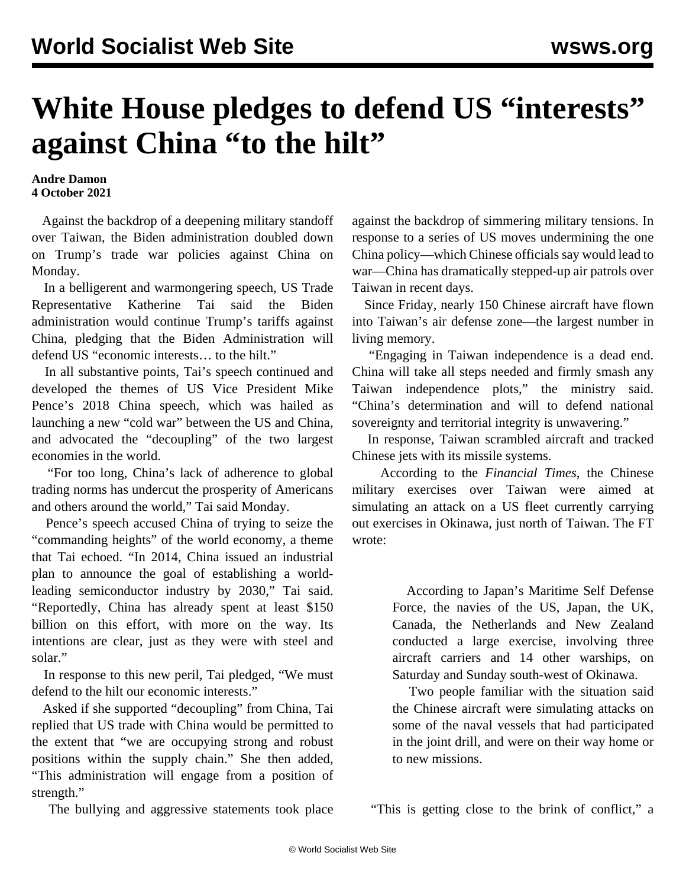# White House pledges to defend US "interests" against China "to the hilt"

**Andre Damon**
**4 October 2021**

Against the backdrop of a deepening military standoff over Taiwan, the Biden administration doubled down on Trump's trade war policies against China on Monday.

In a belligerent and warmongering speech, US Trade Representative Katherine Tai said the Biden administration would continue Trump's tariffs against China, pledging that the Biden Administration will defend US "economic interests… to the hilt."

In all substantive points, Tai's speech continued and developed the themes of US Vice President Mike Pence's 2018 China speech, which was hailed as launching a new "cold war" between the US and China, and advocated the "decoupling" of the two largest economies in the world.

"For too long, China's lack of adherence to global trading norms has undercut the prosperity of Americans and others around the world," Tai said Monday.

Pence's speech accused China of trying to seize the "commanding heights" of the world economy, a theme that Tai echoed. "In 2014, China issued an industrial plan to announce the goal of establishing a world-leading semiconductor industry by 2030," Tai said. "Reportedly, China has already spent at least $150 billion on this effort, with more on the way. Its intentions are clear, just as they were with steel and solar."

In response to this new peril, Tai pledged, "We must defend to the hilt our economic interests."

Asked if she supported "decoupling" from China, Tai replied that US trade with China would be permitted to the extent that "we are occupying strong and robust positions within the supply chain." She then added, "This administration will engage from a position of strength."

The bullying and aggressive statements took place against the backdrop of simmering military tensions. In response to a series of US moves undermining the one China policy—which Chinese officials say would lead to war—China has dramatically stepped-up air patrols over Taiwan in recent days.

Since Friday, nearly 150 Chinese aircraft have flown into Taiwan's air defense zone—the largest number in living memory.

"Engaging in Taiwan independence is a dead end. China will take all steps needed and firmly smash any Taiwan independence plots," the ministry said. "China's determination and will to defend national sovereignty and territorial integrity is unwavering."

In response, Taiwan scrambled aircraft and tracked Chinese jets with its missile systems.

According to the *Financial Times*, the Chinese military exercises over Taiwan were aimed at simulating an attack on a US fleet currently carrying out exercises in Okinawa, just north of Taiwan. The FT wrote:

> According to Japan's Maritime Self Defense Force, the navies of the US, Japan, the UK, Canada, the Netherlands and New Zealand conducted a large exercise, involving three aircraft carriers and 14 other warships, on Saturday and Sunday south-west of Okinawa.
>
> Two people familiar with the situation said the Chinese aircraft were simulating attacks on some of the naval vessels that had participated in the joint drill, and were on their way home or to new missions.

"This is getting close to the brink of conflict," a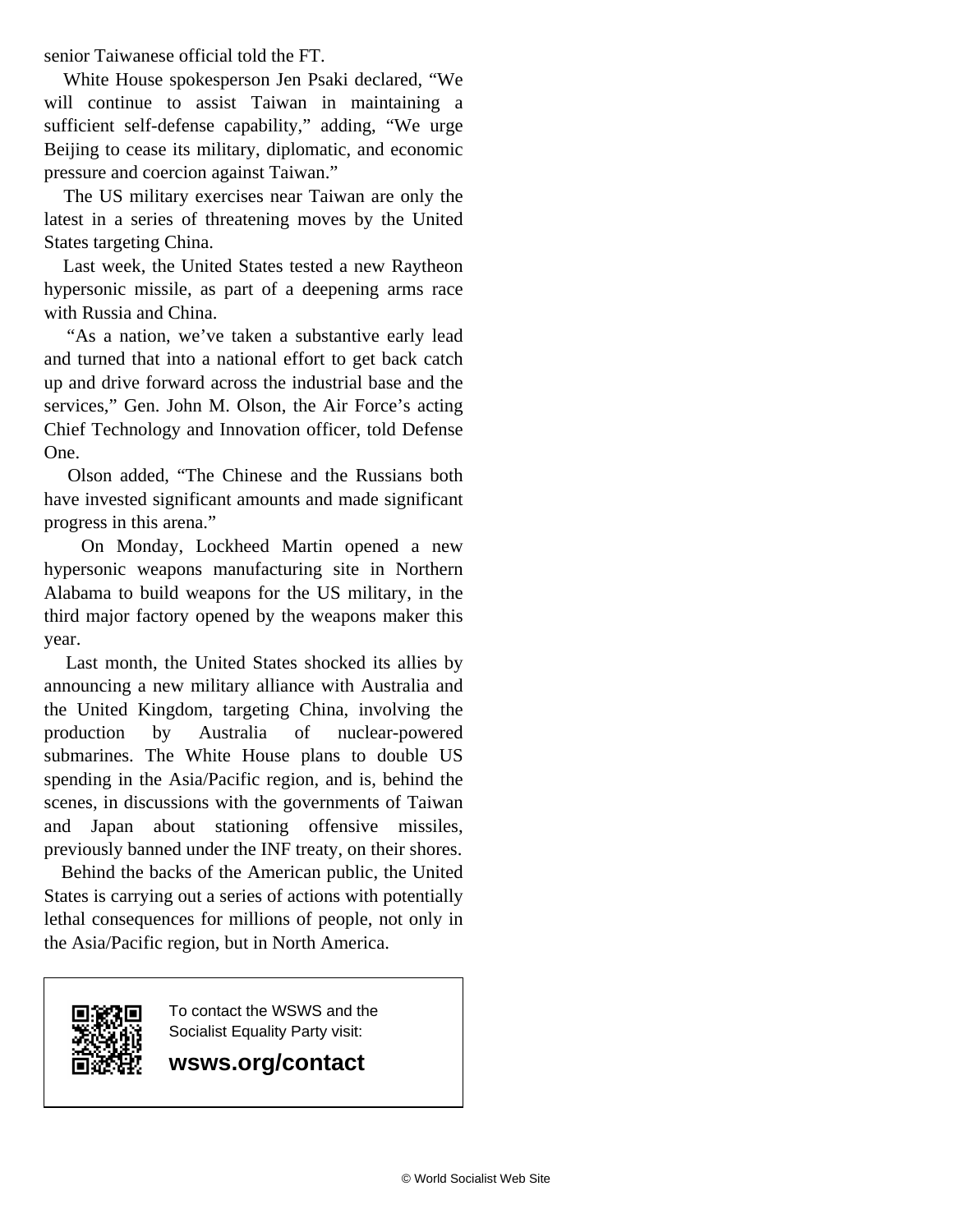senior Taiwanese official told the FT.

White House spokesperson Jen Psaki declared, "We will continue to assist Taiwan in maintaining a sufficient self-defense capability," adding, "We urge Beijing to cease its military, diplomatic, and economic pressure and coercion against Taiwan."

The US military exercises near Taiwan are only the latest in a series of threatening moves by the United States targeting China.

Last week, the United States tested a new Raytheon hypersonic missile, as part of a deepening arms race with Russia and China.

"As a nation, we've taken a substantive early lead and turned that into a national effort to get back catch up and drive forward across the industrial base and the services," Gen. John M. Olson, the Air Force's acting Chief Technology and Innovation officer, told Defense One.

Olson added, "The Chinese and the Russians both have invested significant amounts and made significant progress in this arena."

On Monday, Lockheed Martin opened a new hypersonic weapons manufacturing site in Northern Alabama to build weapons for the US military, in the third major factory opened by the weapons maker this year.

Last month, the United States shocked its allies by announcing a new military alliance with Australia and the United Kingdom, targeting China, involving the production by Australia of nuclear-powered submarines. The White House plans to double US spending in the Asia/Pacific region, and is, behind the scenes, in discussions with the governments of Taiwan and Japan about stationing offensive missiles, previously banned under the INF treaty, on their shores.

Behind the backs of the American public, the United States is carrying out a series of actions with potentially lethal consequences for millions of people, not only in the Asia/Pacific region, but in North America.

To contact the WSWS and the Socialist Equality Party visit:

**wsws.org/contact**

© World Socialist Web Site